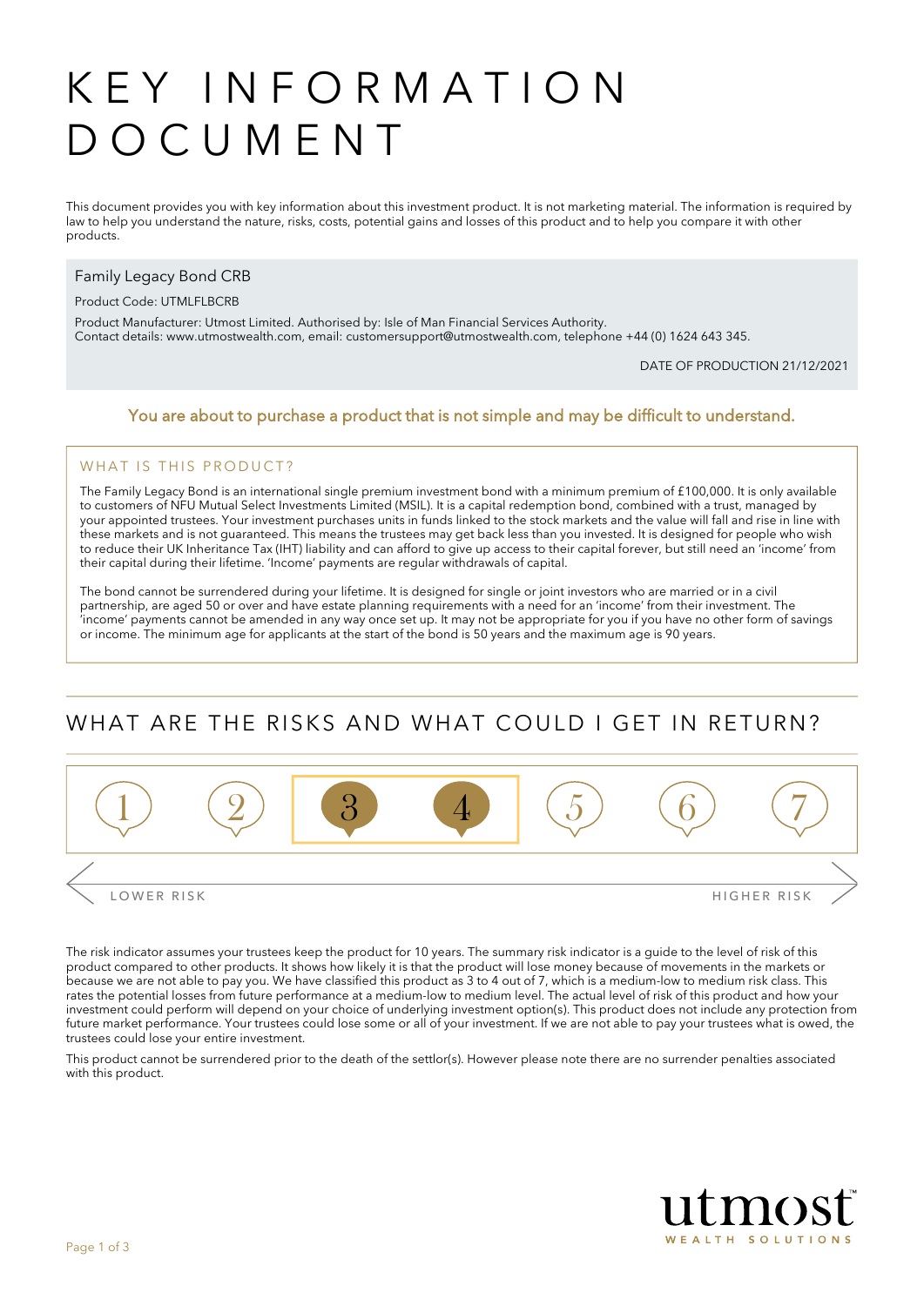# KEY INFORMATION DOCUMENT

This document provides you with key information about this investment product. It is not marketing material. The information is required by law to help you understand the nature, risks, costs, potential gains and losses of this product and to help you compare it with other products.

Family Legacy Bond CRB

Product Code: UTMLFLBCRB

Product Manufacturer: Utmost Limited. Authorised by: Isle of Man Financial Services Authority.
Contact details: www.utmostwealth.com, email: customersupport@utmostwealth.com, telephone +44 (0) 1624 643 345.

DATE OF PRODUCTION 21/12/2021

**You are about to purchase a product that is not simple and may be difficult to understand.**

### WHAT IS THIS PRODUCT?

The Family Legacy Bond is an international single premium investment bond with a minimum premium of £100,000. It is only available to customers of NFU Mutual Select Investments Limited (MSIL). It is a capital redemption bond, combined with a trust, managed by your appointed trustees. Your investment purchases units in funds linked to the stock markets and the value will fall and rise in line with these markets and is not guaranteed. This means the trustees may get back less than you invested. It is designed for people who wish to reduce their UK Inheritance Tax (IHT) liability and can afford to give up access to their capital forever, but still need an 'income' from their capital during their lifetime. 'Income' payments are regular withdrawals of capital.

The bond cannot be surrendered during your lifetime. It is designed for single or joint investors who are married or in a civil partnership, are aged 50 or over and have estate planning requirements with a need for an 'income' from their investment. The 'income' payments cannot be amended in any way once set up. It may not be appropriate for you if you have no other form of savings or income. The minimum age for applicants at the start of the bond is 50 years and the maximum age is 90 years.

## WHAT ARE THE RISKS AND WHAT COULD I GET IN RETURN?

| 1 | 2 | **3** | **4** | 5 | 6 | 7 |
|---|---|---|---|---|---|---|

LOWER RISK ← → HIGHER RISK

The risk indicator assumes your trustees keep the product for 10 years. The summary risk indicator is a guide to the level of risk of this product compared to other products. It shows how likely it is that the product will lose money because of movements in the markets or because we are not able to pay you. We have classified this product as 3 to 4 out of 7, which is a medium-low to medium risk class. This rates the potential losses from future performance at a medium-low to medium level. The actual level of risk of this product and how your investment could perform will depend on your choice of underlying investment option(s). This product does not include any protection from future market performance. Your trustees could lose some or all of your investment. If we are not able to pay your trustees what is owed, the trustees could lose your entire investment.

This product cannot be surrendered prior to the death of the settlor(s). However please note there are no surrender penalties associated with this product.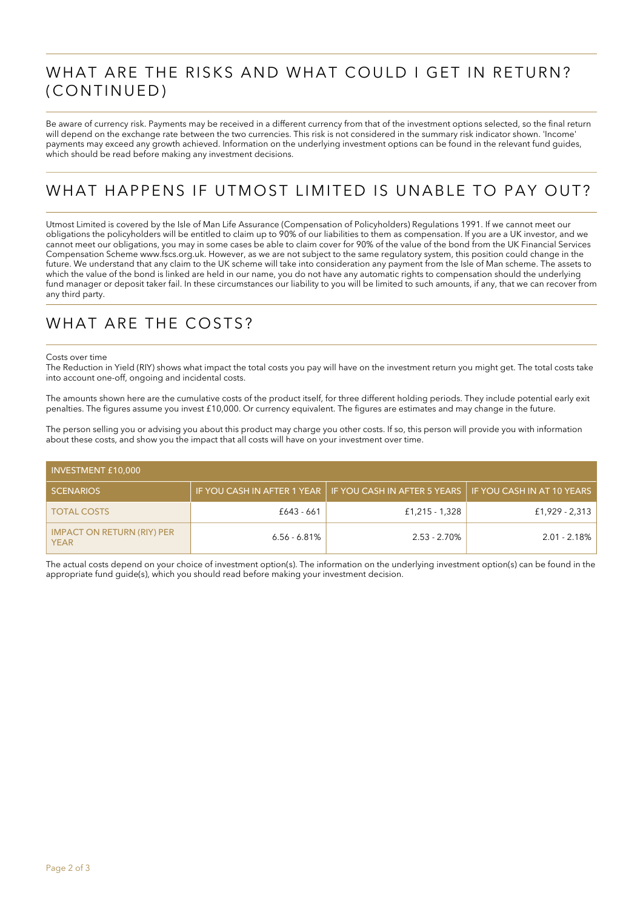## WHAT ARE THE RISKS AND WHAT COULD I GET IN RETURN? (CONTINUED)

Be aware of currency risk. Payments may be received in a different currency from that of the investment options selected, so the final return will depend on the exchange rate between the two currencies. This risk is not considered in the summary risk indicator shown. 'Income' payments may exceed any growth achieved. Information on the underlying investment options can be found in the relevant fund guides, which should be read before making any investment decisions.

## WHAT HAPPENS IF UTMOST LIMITED IS UNABLE TO PAY OUT?

Utmost Limited is covered by the Isle of Man Life Assurance (Compensation of Policyholders) Regulations 1991. If we cannot meet our obligations the policyholders will be entitled to claim up to 90% of our liabilities to them as compensation. If you are a UK investor, and we cannot meet our obligations, you may in some cases be able to claim cover for 90% of the value of the bond from the UK Financial Services Compensation Scheme www.fscs.org.uk. However, as we are not subject to the same regulatory system, this position could change in the future. We understand that any claim to the UK scheme will take into consideration any payment from the Isle of Man scheme. The assets to which the value of the bond is linked are held in our name, you do not have any automatic rights to compensation should the underlying fund manager or deposit taker fail. In these circumstances our liability to you will be limited to such amounts, if any, that we can recover from any third party.

## WHAT ARE THE COSTS?

Costs over time
The Reduction in Yield (RIY) shows what impact the total costs you pay will have on the investment return you might get. The total costs take into account one-off, ongoing and incidental costs.

The amounts shown here are the cumulative costs of the product itself, for three different holding periods. They include potential early exit penalties. The figures assume you invest £10,000. Or currency equivalent. The figures are estimates and may change in the future.

The person selling you or advising you about this product may charge you other costs. If so, this person will provide you with information about these costs, and show you the impact that all costs will have on your investment over time.

| INVESTMENT £10,000 | | | |
|---|---|---|---|
| SCENARIOS | IF YOU CASH IN AFTER 1 YEAR | IF YOU CASH IN AFTER 5 YEARS | IF YOU CASH IN AT 10 YEARS |
| TOTAL COSTS | £643 - 661 | £1,215 - 1,328 | £1,929 - 2,313 |
| IMPACT ON RETURN (RIY) PER YEAR | 6.56 - 6.81% | 2.53 - 2.70% | 2.01 - 2.18% |

The actual costs depend on your choice of investment option(s). The information on the underlying investment option(s) can be found in the appropriate fund guide(s), which you should read before making your investment decision.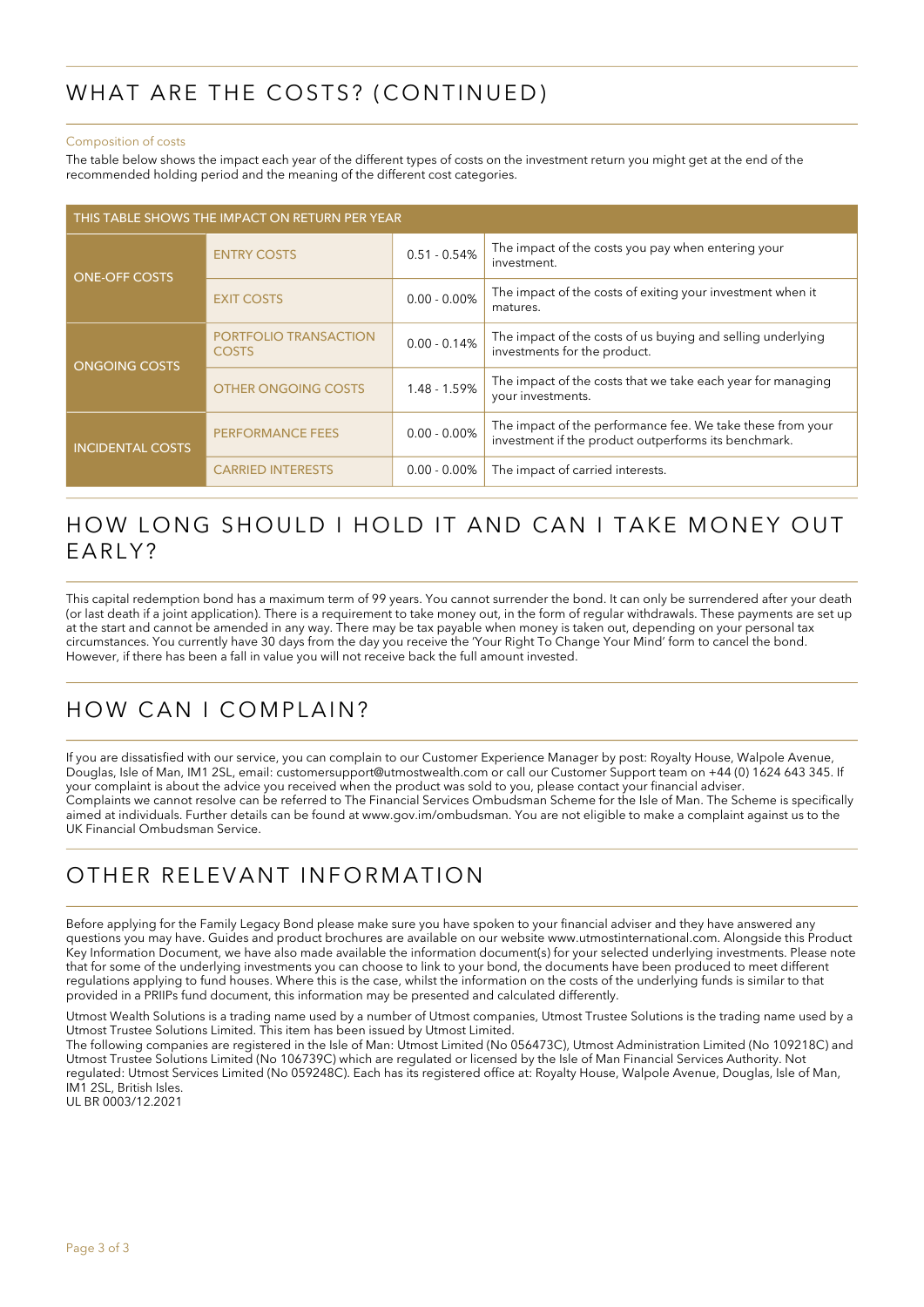## WHAT ARE THE COSTS? (CONTINUED)

### Composition of costs

The table below shows the impact each year of the different types of costs on the investment return you might get at the end of the recommended holding period and the meaning of the different cost categories.

| THIS TABLE SHOWS THE IMPACT ON RETURN PER YEAR | | | |
|---|---|---|---|
| ONE-OFF COSTS | ENTRY COSTS | 0.51 - 0.54% | The impact of the costs you pay when entering your investment. |
| | EXIT COSTS | 0.00 - 0.00% | The impact of the costs of exiting your investment when it matures. |
| ONGOING COSTS | PORTFOLIO TRANSACTION COSTS | 0.00 - 0.14% | The impact of the costs of us buying and selling underlying investments for the product. |
| | OTHER ONGOING COSTS | 1.48 - 1.59% | The impact of the costs that we take each year for managing your investments. |
| INCIDENTAL COSTS | PERFORMANCE FEES | 0.00 - 0.00% | The impact of the performance fee. We take these from your investment if the product outperforms its benchmark. |
| | CARRIED INTERESTS | 0.00 - 0.00% | The impact of carried interests. |

## HOW LONG SHOULD I HOLD IT AND CAN I TAKE MONEY OUT EARLY?

This capital redemption bond has a maximum term of 99 years. You cannot surrender the bond. It can only be surrendered after your death (or last death if a joint application). There is a requirement to take money out, in the form of regular withdrawals. These payments are set up at the start and cannot be amended in any way. There may be tax payable when money is taken out, depending on your personal tax circumstances. You currently have 30 days from the day you receive the 'Your Right To Change Your Mind' form to cancel the bond. However, if there has been a fall in value you will not receive back the full amount invested.

## HOW CAN I COMPLAIN?

If you are dissatisfied with our service, you can complain to our Customer Experience Manager by post: Royalty House, Walpole Avenue, Douglas, Isle of Man, IM1 2SL, email: customersupport@utmostwealth.com or call our Customer Support team on +44 (0) 1624 643 345. If your complaint is about the advice you received when the product was sold to you, please contact your financial adviser.
Complaints we cannot resolve can be referred to The Financial Services Ombudsman Scheme for the Isle of Man. The Scheme is specifically aimed at individuals. Further details can be found at www.gov.im/ombudsman. You are not eligible to make a complaint against us to the UK Financial Ombudsman Service.

## OTHER RELEVANT INFORMATION

Before applying for the Family Legacy Bond please make sure you have spoken to your financial adviser and they have answered any questions you may have. Guides and product brochures are available on our website www.utmostinternational.com. Alongside this Product Key Information Document, we have also made available the information document(s) for your selected underlying investments. Please note that for some of the underlying investments you can choose to link to your bond, the documents have been produced to meet different regulations applying to fund houses. Where this is the case, whilst the information on the costs of the underlying funds is similar to that provided in a PRIIPs fund document, this information may be presented and calculated differently.

Utmost Wealth Solutions is a trading name used by a number of Utmost companies, Utmost Trustee Solutions is the trading name used by a Utmost Trustee Solutions Limited. This item has been issued by Utmost Limited.
The following companies are registered in the Isle of Man: Utmost Limited (No 056473C), Utmost Administration Limited (No 109218C) and Utmost Trustee Solutions Limited (No 106739C) which are regulated or licensed by the Isle of Man Financial Services Authority. Not regulated: Utmost Services Limited (No 059248C). Each has its registered office at: Royalty House, Walpole Avenue, Douglas, Isle of Man, IM1 2SL, British Isles.
UL BR 0003/12.2021